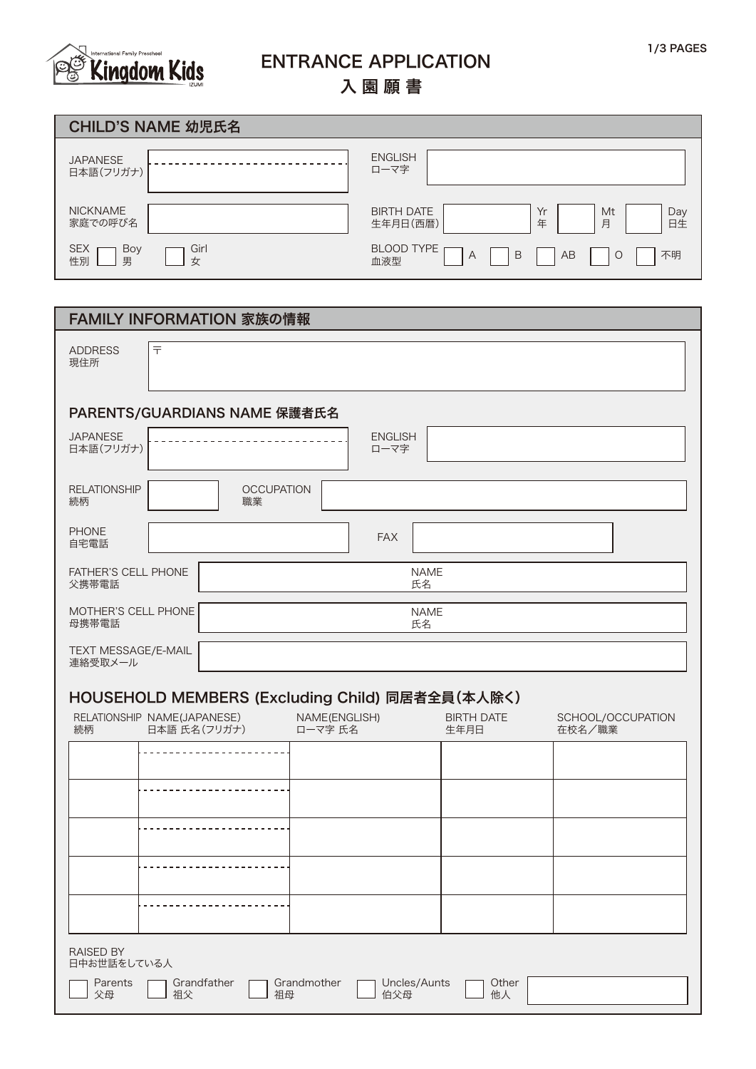International Family Preschool Kingdom Kids IZUMI

# ENTRANCE APPLICATION
# 入園願書

## CHILD'S NAME 幼児氏名

| | | | |
|---|---|---|---|
| JAPANESE 日本語(フリガナ) | | ENGLISH ローマ字 | |
| NICKNAME 家庭での呼び名 | | BIRTH DATE 生年月日(西暦) | Yr 年 Mt 月 Day 日生 |
| SEX 性別 | ☐ Boy 男 ☐ Girl 女 | BLOOD TYPE 血液型 | ☐ A ☐ B ☐ AB ☐ O ☐ 不明 |

## FAMILY INFORMATION 家族の情報

ADDRESS 現住所: 〒

### PARENTS/GUARDIANS NAME 保護者氏名

| | | | |
|---|---|---|---|
| JAPANESE 日本語(フリガナ) | | ENGLISH ローマ字 | |
| RELATIONSHIP 続柄 | | OCCUPATION 職業 | |
| PHONE 自宅電話 | | FAX | |
| FATHER'S CELL PHONE 父携帯電話 | | NAME 氏名 | |
| MOTHER'S CELL PHONE 母携帯電話 | | NAME 氏名 | |
| TEXT MESSAGE/E-MAIL 連絡受取メール | | | |

### HOUSEHOLD MEMBERS (Excluding Child) 同居者全員(本人除く)

| RELATIONSHIP 続柄 | NAME(JAPANESE) 日本語 氏名(フリガナ) | NAME(ENGLISH) ローマ字 氏名 | BIRTH DATE 生年月日 | SCHOOL/OCCUPATION 在校名/職業 |
|---|---|---|---|---|
| | | | | |
| | | | | |
| | | | | |
| | | | | |
| | | | | |

RAISED BY 日中お世話をしている人

☐ Parents 父母 ☐ Grandfather 祖父 ☐ Grandmother 祖母 ☐ Uncles/Aunts 伯父母 ☐ Other 他人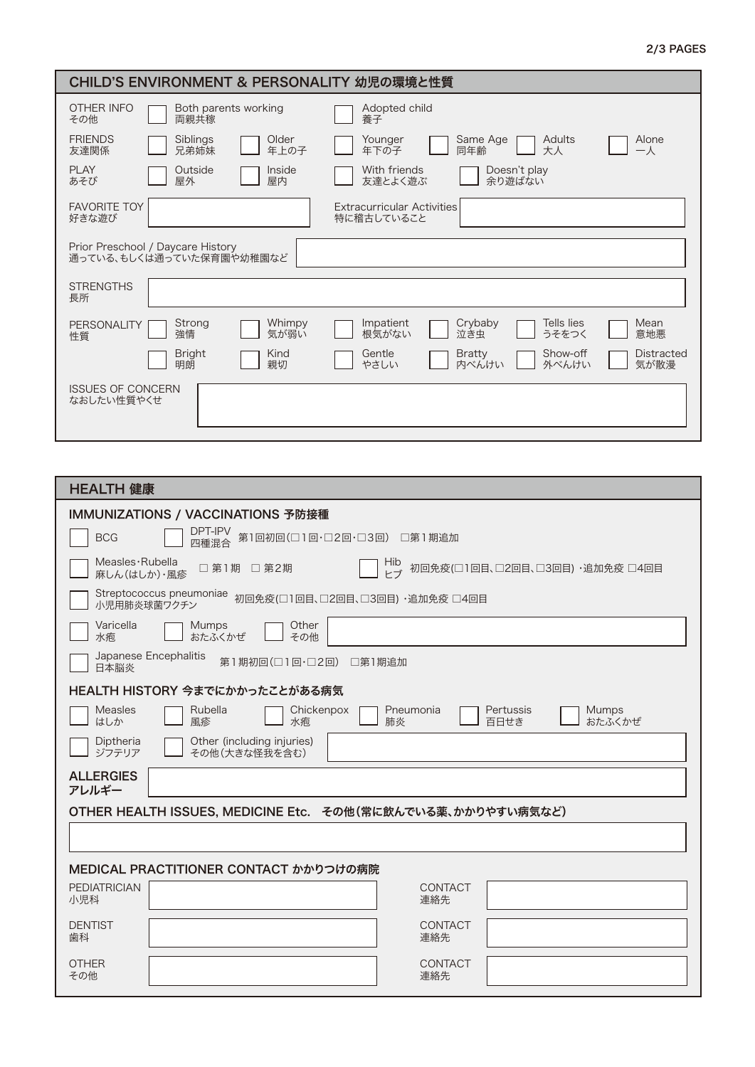## CHILD'S ENVIRONMENT & PERSONALITY 幼児の環境と性質

**OTHER INFO その他**
- ☐ Both parents working 両親共稼
- ☐ Adopted child 養子

**FRIENDS 友達関係**
- ☐ Siblings 兄弟姉妹
- ☐ Older 年上の子
- ☐ Younger 年下の子
- ☐ Same Age 同年齢
- ☐ Adults 大人
- ☐ Alone 一人

**PLAY あそび**
- ☐ Outside 屋外
- ☐ Inside 屋内
- ☐ With friends 友達とよく遊ぶ
- ☐ Doesn't play 余り遊ばない

**FAVORITE TOY 好きな遊び**: 

**Extracurricular Activities 特に稽古していること**: 

**Prior Preschool / Daycare History 通っている、もしくは通っていた保育園や幼稚園など**: 

**STRENGTHS 長所**: 

**PERSONALITY 性質**
- ☐ Strong 強情
- ☐ Whimpy 気が弱い
- ☐ Impatient 根気がない
- ☐ Crybaby 泣き虫
- ☐ Tells lies うそをつく
- ☐ Mean 意地悪
- ☐ Bright 明朗
- ☐ Kind 親切
- ☐ Gentle やさしい
- ☐ Bratty 内べんけい
- ☐ Show-off 外べんけい
- ☐ Distracted 気が散漫

**ISSUES OF CONCERN なおしたい性質やくせ**: 

## HEALTH 健康

### IMMUNIZATIONS / VACCINATIONS 予防接種

- ☐ BCG
- ☐ DPT-IPV 四種混合　第1回初回(□1回･□2回･□3回)　□第1期追加
- ☐ Measles･Rubella 麻しん(はしか)･風疹　□ 第1期　□ 第2期
- ☐ Hib ヒブ　初回免疫(□1回目、□2回目、□3回目) ･追加免疫 □4回目
- ☐ Streptococcus pneumoniae 小児用肺炎球菌ワクチン　初回免疫(□1回目、□2回目、□3回目) ･追加免疫 □4回目
- ☐ Varicella 水疱
- ☐ Mumps おたふくかぜ
- ☐ Other その他: 
- ☐ Japanese Encephalitis 日本脳炎　第1期初回(□1回･□2回)　□第1期追加

### HEALTH HISTORY 今までにかかったことがある病気

- ☐ Measles はしか
- ☐ Rubella 風疹
- ☐ Chickenpox 水疱
- ☐ Pneumonia 肺炎
- ☐ Pertussis 百日せき
- ☐ Mumps おたふくかぜ
- ☐ Diptheria ジフテリア
- ☐ Other (including injuries) その他(大きな怪我を含む): 

**ALLERGIES アレルギー**: 

### OTHER HEALTH ISSUES, MEDICINE Etc.　その他(常に飲んでいる薬、かかりやすい病気など)

### MEDICAL PRACTITIONER CONTACT かかりつけの病院

| | | | |
|---|---|---|---|
| PEDIATRICIAN 小児科 | | CONTACT 連絡先 | |
| DENTIST 歯科 | | CONTACT 連絡先 | |
| OTHER その他 | | CONTACT 連絡先 | |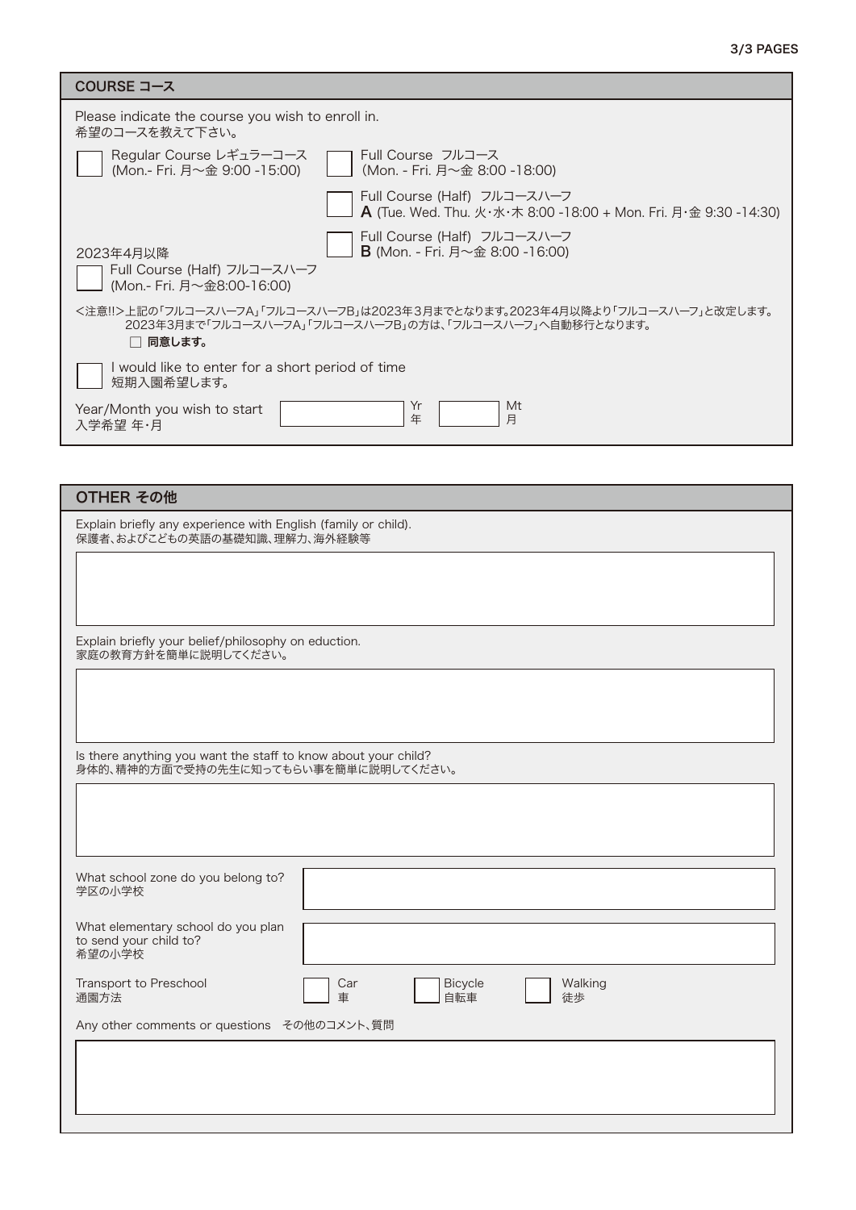## COURSE コース

Please indicate the course you wish to enroll in.
希望のコースを教えて下さい。

☐ Regular Course レギュラーコース
(Mon.- Fri. 月〜金 9:00 -15:00)

☐ Full Course フルコース
(Mon. - Fri. 月〜金 8:00 -18:00)

☐ Full Course (Half) フルコースハーフ
**A** (Tue. Wed. Thu. 火･水･木 8:00 -18:00 + Mon. Fri. 月･金 9:30 -14:30)

☐ Full Course (Half) フルコースハーフ
**B** (Mon. - Fri. 月〜金 8:00 -16:00)

2023年4月以降
☐ Full Course (Half) フルコースハーフ
(Mon.- Fri. 月〜金8:00-16:00)

<注意!!>上記の「フルコースハーフA」「フルコースハーフB」は2023年3月までとなります。2023年4月以降より「フルコースハーフ」と改定します。
2023年3月まで「フルコースハーフA」「フルコースハーフB」の方は、「フルコースハーフ」へ自動移行となります。
☐ **同意します。**

☐ I would like to enter for a short period of time
短期入園希望します。

Year/Month you wish to start
入学希望 年・月 ______ Yr 年 ______ Mt 月

## OTHER その他

Explain briefly any experience with English (family or child).
保護者、およびこどもの英語の基礎知識、理解力、海外経験等

Explain briefly your belief/philosophy on eduction.
家庭の教育方針を簡単に説明してください。

Is there anything you want the staff to know about your child?
身体的、精神的方面で受持の先生に知ってもらい事を簡単に説明してください。

What school zone do you belong to?
学区の小学校

What elementary school do you plan to send your child to?
希望の小学校

Transport to Preschool
通園方法
☐ Car 車 ☐ Bicycle 自転車 ☐ Walking 徒歩

Any other comments or questions その他のコメント、質問